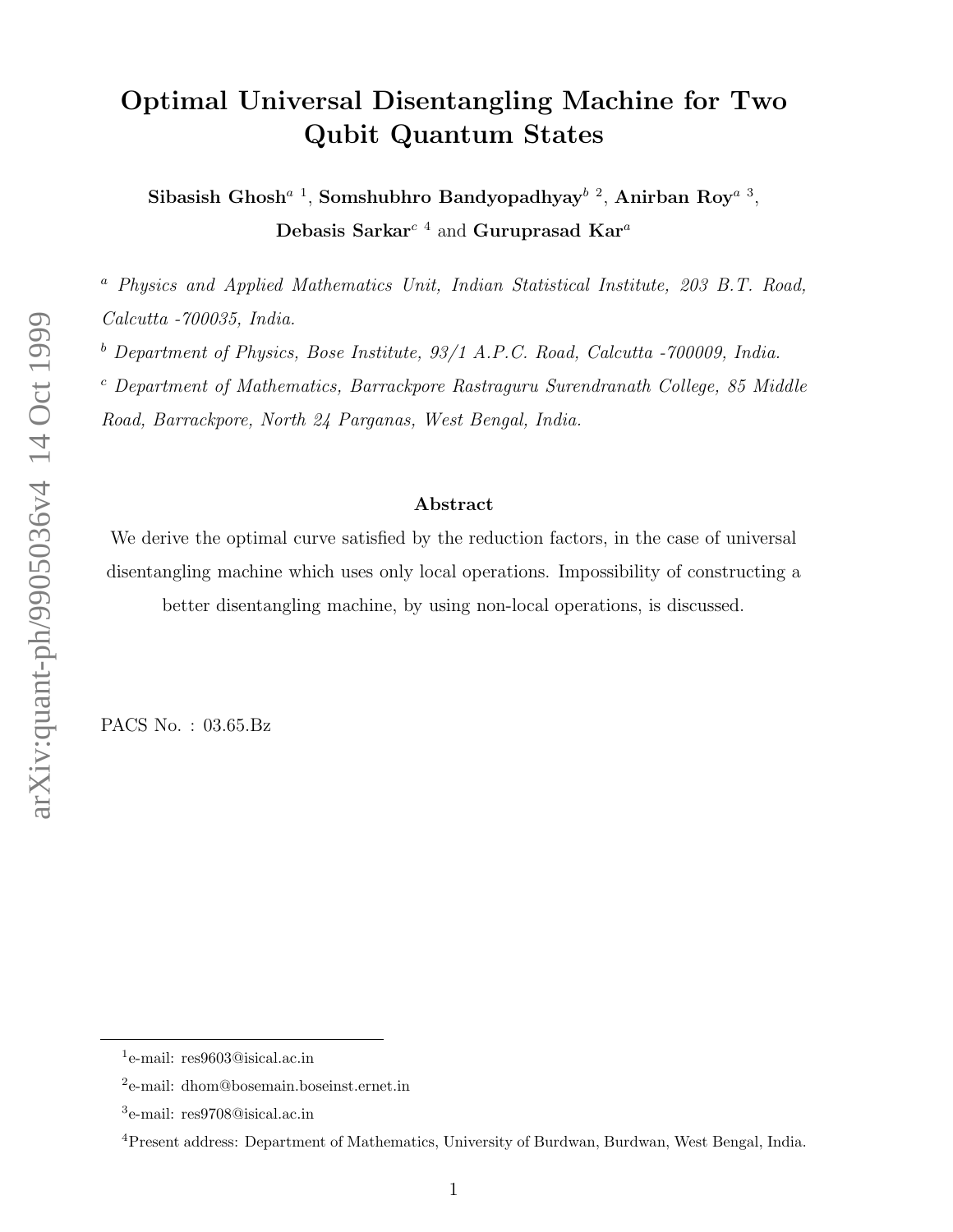# Optimal Universal Disentangling Machine for Two Qubit Quantum States

**Sibasish Ghosh**[a 1], **Somshubhro Bandyopadhyay**[b 2], **Anirban Roy**[a 3], **Debasis Sarkar**[c 4] and **Guruprasad Kar**[a]

[a] *Physics and Applied Mathematics Unit, Indian Statistical Institute, 203 B.T. Road, Calcutta -700035, India.*

[b] *Department of Physics, Bose Institute, 93/1 A.P.C. Road, Calcutta -700009, India.*

[c] *Department of Mathematics, Barrackpore Rastraguru Surendranath College, 85 Middle Road, Barrackpore, North 24 Parganas, West Bengal, India.*

## Abstract

We derive the optimal curve satisfied by the reduction factors, in the case of universal disentangling machine which uses only local operations. Impossibility of constructing a better disentangling machine, by using non-local operations, is discussed.

PACS No. : 03.65.Bz

---

[1] e-mail: res9603@isical.ac.in

[2] e-mail: dhom@bosemain.boseinst.ernet.in

[3] e-mail: res9708@isical.ac.in

[4] Present address: Department of Mathematics, University of Burdwan, Burdwan, West Bengal, India.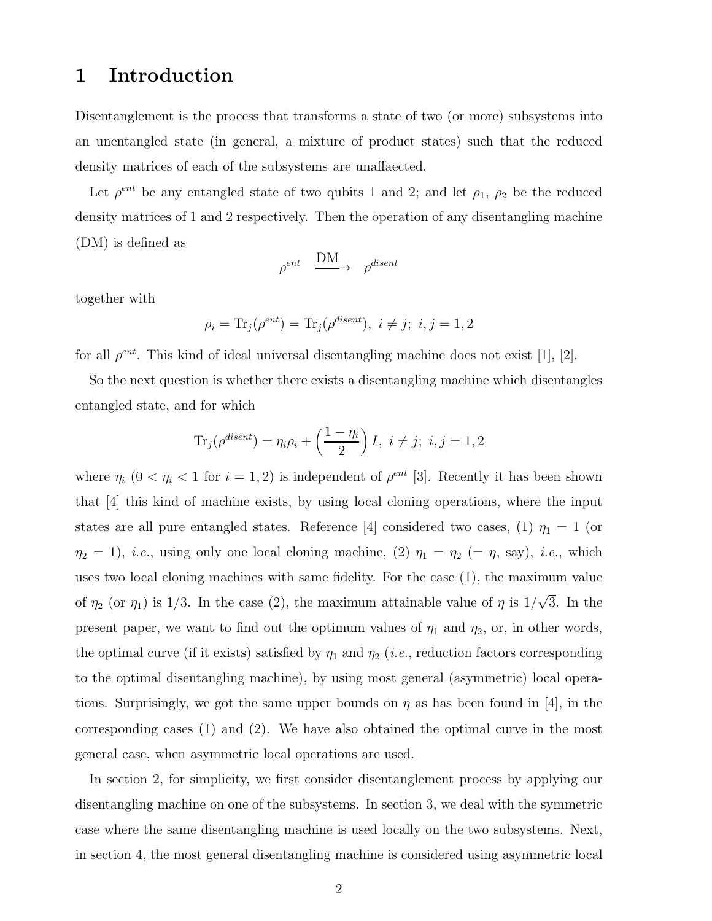# 1 Introduction

Disentanglement is the process that transforms a state of two (or more) subsystems into an unentangled state (in general, a mixture of product states) such that the reduced density matrices of each of the subsystems are unaffaected.

Let $\rho^{ent}$ be any entangled state of two qubits 1 and 2; and let $\rho_1$, $\rho_2$ be the reduced density matrices of 1 and 2 respectively. Then the operation of any disentangling machine (DM) is defined as

$$\rho^{ent} \quad \xrightarrow{\text{DM}} \quad \rho^{disent}$$

together with

$$\rho_i = \text{Tr}_j(\rho^{ent}) = \text{Tr}_j(\rho^{disent}), \;\; i \neq j; \;\; i, j = 1, 2$$

for all $\rho^{ent}$. This kind of ideal universal disentangling machine does not exist [1], [2].

So the next question is whether there exists a disentangling machine which disentangles entangled state, and for which

$$\text{Tr}_j(\rho^{disent}) = \eta_i \rho_i + \left(\frac{1 - \eta_i}{2}\right) I, \;\; i \neq j; \;\; i, j = 1, 2$$

where $\eta_i$ ($0 < \eta_i < 1$ for $i = 1, 2$) is independent of $\rho^{ent}$ [3]. Recently it has been shown that [4] this kind of machine exists, by using local cloning operations, where the input states are all pure entangled states. Reference [4] considered two cases, (1) $\eta_1 = 1$ (or $\eta_2 = 1$), *i.e.*, using only one local cloning machine, (2) $\eta_1 = \eta_2$ ($= \eta$, say), *i.e.*, which uses two local cloning machines with same fidelity. For the case (1), the maximum value of $\eta_2$ (or $\eta_1$) is $1/3$. In the case (2), the maximum attainable value of $\eta$ is $1/\sqrt{3}$. In the present paper, we want to find out the optimum values of $\eta_1$ and $\eta_2$, or, in other words, the optimal curve (if it exists) satisfied by $\eta_1$ and $\eta_2$ (*i.e.*, reduction factors corresponding to the optimal disentangling machine), by using most general (asymmetric) local operations. Surprisingly, we got the same upper bounds on $\eta$ as has been found in [4], in the corresponding cases (1) and (2). We have also obtained the optimal curve in the most general case, when asymmetric local operations are used.

In section 2, for simplicity, we first consider disentanglement process by applying our disentangling machine on one of the subsystems. In section 3, we deal with the symmetric case where the same disentangling machine is used locally on the two subsystems. Next, in section 4, the most general disentangling machine is considered using asymmetric local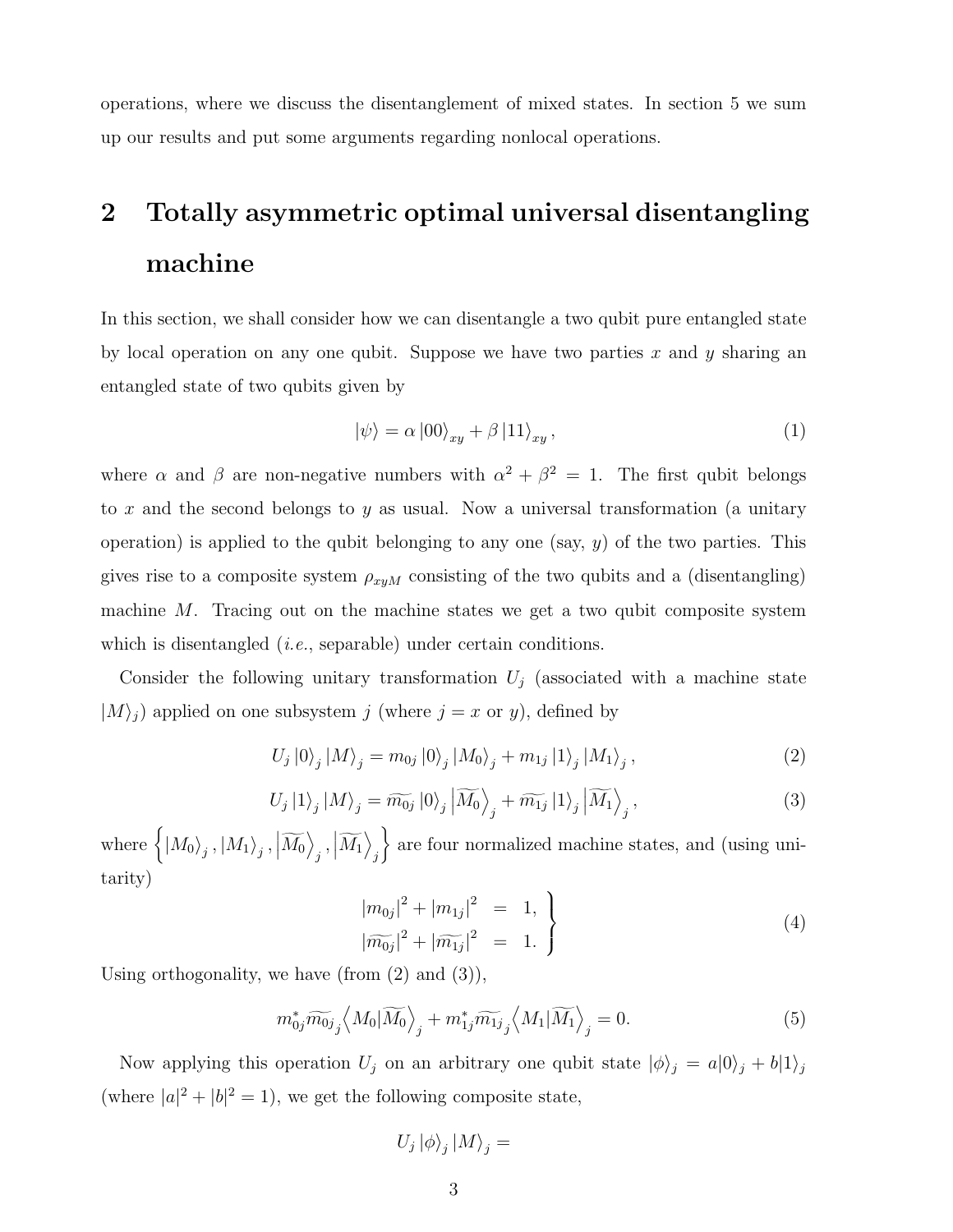operations, where we discuss the disentanglement of mixed states. In section 5 we sum up our results and put some arguments regarding nonlocal operations.

## 2 Totally asymmetric optimal universal disentangling machine

In this section, we shall consider how we can disentangle a two qubit pure entangled state by local operation on any one qubit. Suppose we have two parties $x$ and $y$ sharing an entangled state of two qubits given by

$$|\psi\rangle = \alpha\, |00\rangle_{xy} + \beta\, |11\rangle_{xy}\,, \tag{1}$$

where $\alpha$ and $\beta$ are non-negative numbers with $\alpha^2 + \beta^2 = 1$. The first qubit belongs to $x$ and the second belongs to $y$ as usual. Now a universal transformation (a unitary operation) is applied to the qubit belonging to any one (say, $y$) of the two parties. This gives rise to a composite system $\rho_{xyM}$ consisting of the two qubits and a (disentangling) machine $M$. Tracing out on the machine states we get a two qubit composite system which is disentangled (*i.e.*, separable) under certain conditions.

Consider the following unitary transformation $U_j$ (associated with a machine state $|M\rangle_j$) applied on one subsystem $j$ (where $j = x$ or $y$), defined by

$$U_j\, |0\rangle_j\, |M\rangle_j = m_{0j}\, |0\rangle_j\, |M_0\rangle_j + m_{1j}\, |1\rangle_j\, |M_1\rangle_j\,, \tag{2}$$

$$U_j\, |1\rangle_j\, |M\rangle_j = \widetilde{m_{0j}}\, |0\rangle_j \left|\widetilde{M_0}\right\rangle_j + \widetilde{m_{1j}}\, |1\rangle_j \left|\widetilde{M_1}\right\rangle_j\,, \tag{3}$$

where $\left\{|M_0\rangle_j\,, |M_1\rangle_j\,, \left|\widetilde{M_0}\right\rangle_j\,, \left|\widetilde{M_1}\right\rangle_j\right\}$ are four normalized machine states, and (using unitarity)

$$\left.\begin{array}{rcl} |m_{0j}|^2 + |m_{1j}|^2 &=& 1, \\ |\widetilde{m_{0j}}|^2 + |\widetilde{m_{1j}}|^2 &=& 1. \end{array}\right\} \tag{4}$$

Using orthogonality, we have (from (2) and (3)),

$$m_{0j}^{*}\widetilde{m_{0j}}\,{}_j\!\left\langle M_0|\widetilde{M_0}\right\rangle_j + m_{1j}^{*}\widetilde{m_{1j}}\,{}_j\!\left\langle M_1|\widetilde{M_1}\right\rangle_j = 0. \tag{5}$$

Now applying this operation $U_j$ on an arbitrary one qubit state $|\phi\rangle_j = a|0\rangle_j + b|1\rangle_j$ (where $|a|^2 + |b|^2 = 1$), we get the following composite state,

$$U_j\, |\phi\rangle_j\, |M\rangle_j =$$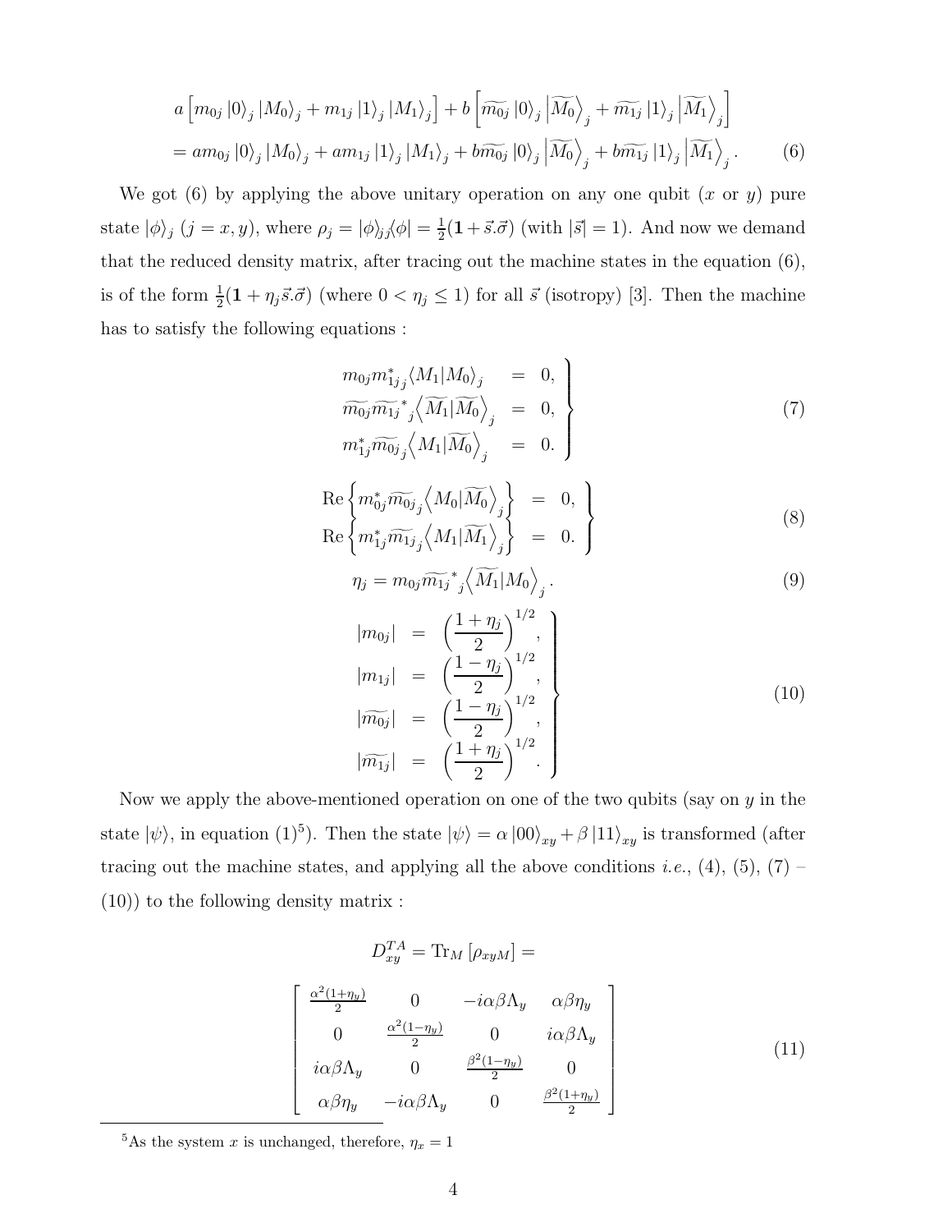$$
\begin{aligned}
& a\left[m_{0j}\left|0\right\rangle_j\left|M_0\right\rangle_j + m_{1j}\left|1\right\rangle_j\left|M_1\right\rangle_j\right] + b\left[\widetilde{m_{0j}}\left|0\right\rangle_j\left|\widetilde{M_0}\right\rangle_j + \widetilde{m_{1j}}\left|1\right\rangle_j\left|\widetilde{M_1}\right\rangle_j\right] \\
&= am_{0j}\left|0\right\rangle_j\left|M_0\right\rangle_j + am_{1j}\left|1\right\rangle_j\left|M_1\right\rangle_j + b\widetilde{m_{0j}}\left|0\right\rangle_j\left|\widetilde{M_0}\right\rangle_j + b\widetilde{m_{1j}}\left|1\right\rangle_j\left|\widetilde{M_1}\right\rangle_j . \qquad (6)
\end{aligned}
$$

We got (6) by applying the above unitary operation on any one qubit ($x$ or $y$) pure state $\left|\phi\right\rangle_j$ ($j = x, y$), where $\rho_j = \left|\phi\right\rangle_{jj}\!\left\langle\phi\right| = \frac{1}{2}(\mathbf{1} + \vec{s}.\vec{\sigma})$ (with $|\vec{s}| = 1$). And now we demand that the reduced density matrix, after tracing out the machine states in the equation (6), is of the form $\frac{1}{2}(\mathbf{1} + \eta_j \vec{s}.\vec{\sigma})$ (where $0 < \eta_j \leq 1$) for all $\vec{s}$ (isotropy) [3]. Then the machine has to satisfy the following equations :

$$
\left.
\begin{array}{rcl}
m_{0j}m^*_{1j}{}_j\!\left\langle M_1 | M_0\right\rangle_j &=& 0, \\
\widetilde{m_{0j}}\widetilde{m_{1j}}^*{}_j\!\left\langle \widetilde{M_1} | \widetilde{M_0}\right\rangle_j &=& 0, \\
m^*_{1j}\widetilde{m_{0j}}{}_j\!\left\langle M_1 | \widetilde{M_0}\right\rangle_j &=& 0.
\end{array}
\right\} \qquad (7)
$$

$$
\left.
\begin{array}{rcl}
\mathrm{Re}\left\{m^*_{0j}\widetilde{m_{0j}}{}_j\!\left\langle M_0 | \widetilde{M_0}\right\rangle_j\right\} &=& 0, \\
\mathrm{Re}\left\{m^*_{1j}\widetilde{m_{1j}}{}_j\!\left\langle M_1 | \widetilde{M_1}\right\rangle_j\right\} &=& 0.
\end{array}
\right\} \qquad (8)
$$

$$
\eta_j = m_{0j}\widetilde{m_{1j}}^*{}_j\!\left\langle \widetilde{M_1} | M_0\right\rangle_j . \qquad (9)
$$

$$
\left.
\begin{array}{rcl}
|m_{0j}| &=& \left(\frac{1+\eta_j}{2}\right)^{1/2}, \\
|m_{1j}| &=& \left(\frac{1-\eta_j}{2}\right)^{1/2}, \\
|\widetilde{m_{0j}}| &=& \left(\frac{1-\eta_j}{2}\right)^{1/2}, \\
|\widetilde{m_{1j}}| &=& \left(\frac{1+\eta_j}{2}\right)^{1/2}.
\end{array}
\right\} \qquad (10)
$$

Now we apply the above-mentioned operation on one of the two qubits (say on $y$ in the state $\left|\psi\right\rangle$, in equation (1)[5]). Then the state $\left|\psi\right\rangle = \alpha\left|00\right\rangle_{xy} + \beta\left|11\right\rangle_{xy}$ is transformed (after tracing out the machine states, and applying all the above conditions *i.e.*, (4), (5), (7) – (10)) to the following density matrix :

$$
D^{TA}_{xy} = \mathrm{Tr}_M\left[\rho_{xyM}\right] =
$$

$$
\begin{bmatrix}
\frac{\alpha^2(1+\eta_y)}{2} & 0 & -i\alpha\beta\Lambda_y & \alpha\beta\eta_y \\
0 & \frac{\alpha^2(1-\eta_y)}{2} & 0 & i\alpha\beta\Lambda_y \\
i\alpha\beta\Lambda_y & 0 & \frac{\beta^2(1-\eta_y)}{2} & 0 \\
\alpha\beta\eta_y & -i\alpha\beta\Lambda_y & 0 & \frac{\beta^2(1+\eta_y)}{2}
\end{bmatrix} \qquad (11)
$$

[5] As the system $x$ is unchanged, therefore, $\eta_x = 1$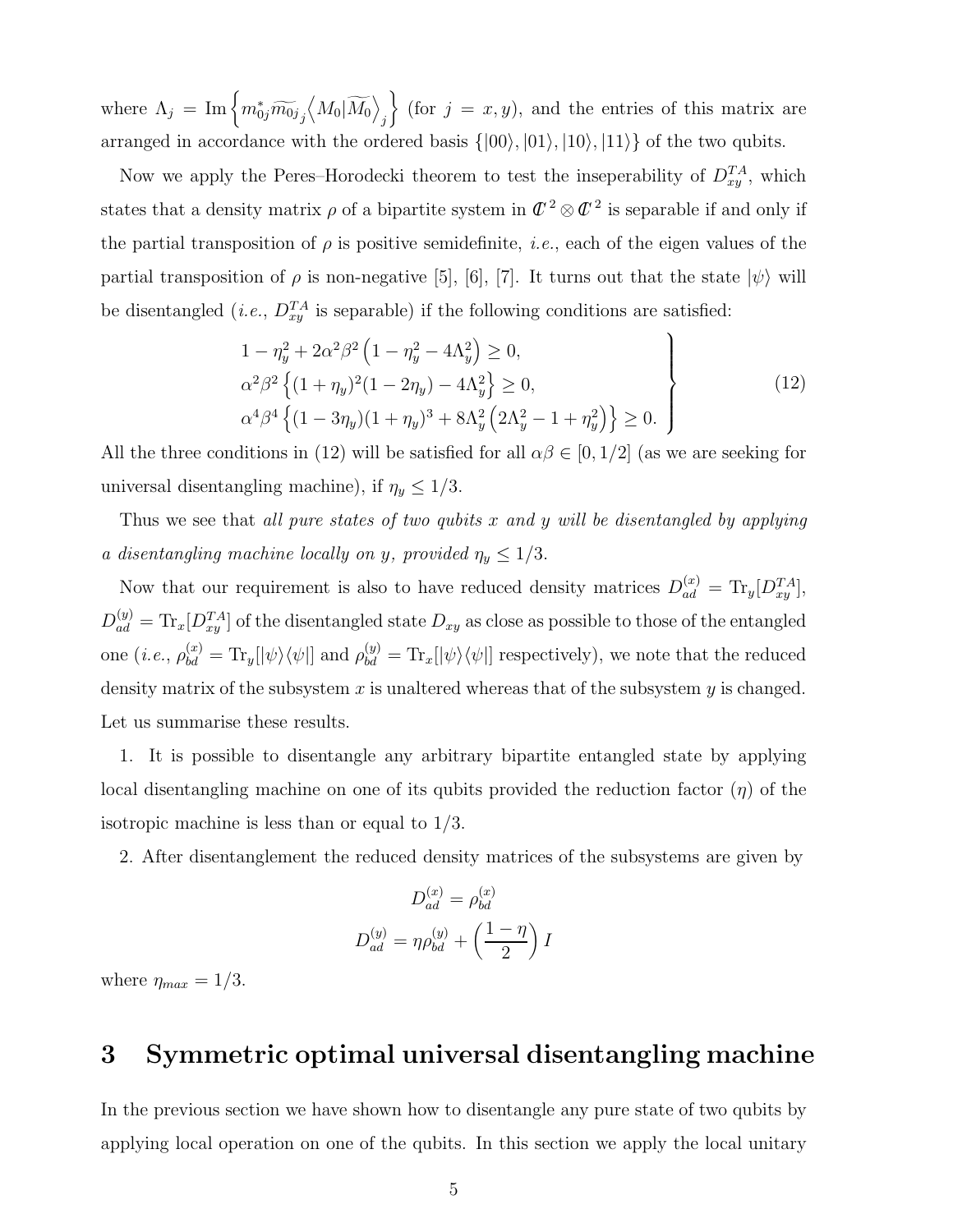where $\Lambda_j = \text{Im}\left\{ m_{0j}^* \widetilde{m_{0j}}_j \left\langle M_0 | \widetilde{M_0} \right\rangle_j \right\}$ (for $j = x, y$), and the entries of this matrix are arranged in accordance with the ordered basis $\{|00\rangle, |01\rangle, |10\rangle, |11\rangle\}$ of the two qubits.

Now we apply the Peres–Horodecki theorem to test the inseperability of $D_{xy}^{TA}$, which states that a density matrix $\rho$ of a bipartite system in $\mathbb{C}^2 \otimes \mathbb{C}^2$ is separable if and only if the partial transposition of $\rho$ is positive semidefinite, *i.e.*, each of the eigen values of the partial transposition of $\rho$ is non-negative [5], [6], [7]. It turns out that the state $|\psi\rangle$ will be disentangled (*i.e.*, $D_{xy}^{TA}$ is separable) if the following conditions are satisfied:

$$
\left.
\begin{array}{l}
1 - \eta_y^2 + 2\alpha^2\beta^2\left(1 - \eta_y^2 - 4\Lambda_y^2\right) \geq 0, \\
\alpha^2\beta^2\left\{(1+\eta_y)^2(1-2\eta_y) - 4\Lambda_y^2\right\} \geq 0, \\
\alpha^4\beta^4\left\{(1-3\eta_y)(1+\eta_y)^3 + 8\Lambda_y^2\left(2\Lambda_y^2 - 1 + \eta_y^2\right)\right\} \geq 0.
\end{array}
\right\} \quad (12)
$$

All the three conditions in (12) will be satisfied for all $\alpha\beta \in [0, 1/2]$ (as we are seeking for universal disentangling machine), if $\eta_y \leq 1/3$.

Thus we see that *all pure states of two qubits $x$ and $y$ will be disentangled by applying a disentangling machine locally on $y$, provided $\eta_y \leq 1/3$.*

Now that our requirement is also to have reduced density matrices $D_{ad}^{(x)} = \text{Tr}_y[D_{xy}^{TA}]$, $D_{ad}^{(y)} = \text{Tr}_x[D_{xy}^{TA}]$ of the disentangled state $D_{xy}$ as close as possible to those of the entangled one (*i.e.*, $\rho_{bd}^{(x)} = \text{Tr}_y[|\psi\rangle\langle\psi|]$ and $\rho_{bd}^{(y)} = \text{Tr}_x[|\psi\rangle\langle\psi|]$ respectively), we note that the reduced density matrix of the subsystem $x$ is unaltered whereas that of the subsystem $y$ is changed. Let us summarise these results.

1. It is possible to disentangle any arbitrary bipartite entangled state by applying local disentangling machine on one of its qubits provided the reduction factor ($\eta$) of the isotropic machine is less than or equal to 1/3.

2. After disentanglement the reduced density matrices of the subsystems are given by

$$
D_{ad}^{(x)} = \rho_{bd}^{(x)}
$$

$$
D_{ad}^{(y)} = \eta\rho_{bd}^{(y)} + \left(\frac{1-\eta}{2}\right) I
$$

where $\eta_{max} = 1/3$.

# 3 Symmetric optimal universal disentangling machine

In the previous section we have shown how to disentangle any pure state of two qubits by applying local operation on one of the qubits. In this section we apply the local unitary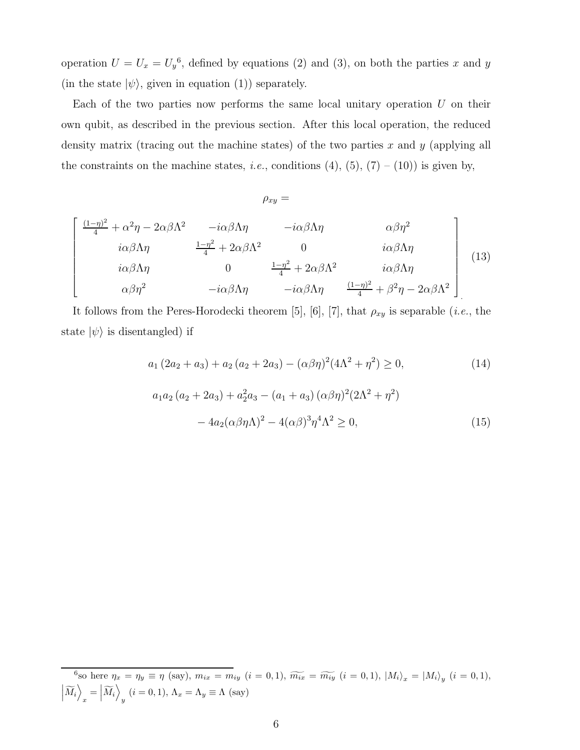operation $U = U_x = U_y$[6], defined by equations (2) and (3), on both the parties $x$ and $y$ (in the state $|\psi\rangle$, given in equation (1)) separately.

Each of the two parties now performs the same local unitary operation $U$ on their own qubit, as described in the previous section. After this local operation, the reduced density matrix (tracing out the machine states) of the two parties $x$ and $y$ (applying all the constraints on the machine states, *i.e.*, conditions (4), (5), (7) – (10)) is given by,

$$\rho_{xy} =$$

$$\begin{bmatrix} \frac{(1-\eta)^2}{4} + \alpha^2\eta - 2\alpha\beta\Lambda^2 & -i\alpha\beta\Lambda\eta & -i\alpha\beta\Lambda\eta & \alpha\beta\eta^2 \\ i\alpha\beta\Lambda\eta & \frac{1-\eta^2}{4} + 2\alpha\beta\Lambda^2 & 0 & i\alpha\beta\Lambda\eta \\ i\alpha\beta\Lambda\eta & 0 & \frac{1-\eta^2}{4} + 2\alpha\beta\Lambda^2 & i\alpha\beta\Lambda\eta \\ \alpha\beta\eta^2 & -i\alpha\beta\Lambda\eta & -i\alpha\beta\Lambda\eta & \frac{(1-\eta)^2}{4} + \beta^2\eta - 2\alpha\beta\Lambda^2 \end{bmatrix}. \tag{13}$$

It follows from the Peres-Horodecki theorem [5], [6], [7], that $\rho_{xy}$ is separable (*i.e.*, the state $|\psi\rangle$ is disentangled) if

$$a_1\left(2a_2 + a_3\right) + a_2\left(a_2 + 2a_3\right) - (\alpha\beta\eta)^2(4\Lambda^2 + \eta^2) \geq 0, \tag{14}$$

$$\begin{aligned} a_1 a_2\left(a_2 + 2a_3\right) + a_2^2 a_3 - \left(a_1 + a_3\right)(\alpha\beta\eta)^2(2\Lambda^2 + \eta^2) \\ - 4a_2(\alpha\beta\eta\Lambda)^2 - 4(\alpha\beta)^3\eta^4\Lambda^2 \geq 0, \end{aligned} \tag{15}$$

---

[6] so here $\eta_x = \eta_y \equiv \eta$ (say), $m_{ix} = m_{iy}$ $(i = 0, 1)$, $\widetilde{m_{ix}} = \widetilde{m_{iy}}$ $(i = 0, 1)$, $|M_i\rangle_x = |M_i\rangle_y$ $(i = 0, 1)$, $\left|\widetilde{M_i}\right\rangle_x = \left|\widetilde{M_i}\right\rangle_y$ $(i = 0, 1)$, $\Lambda_x = \Lambda_y \equiv \Lambda$ (say)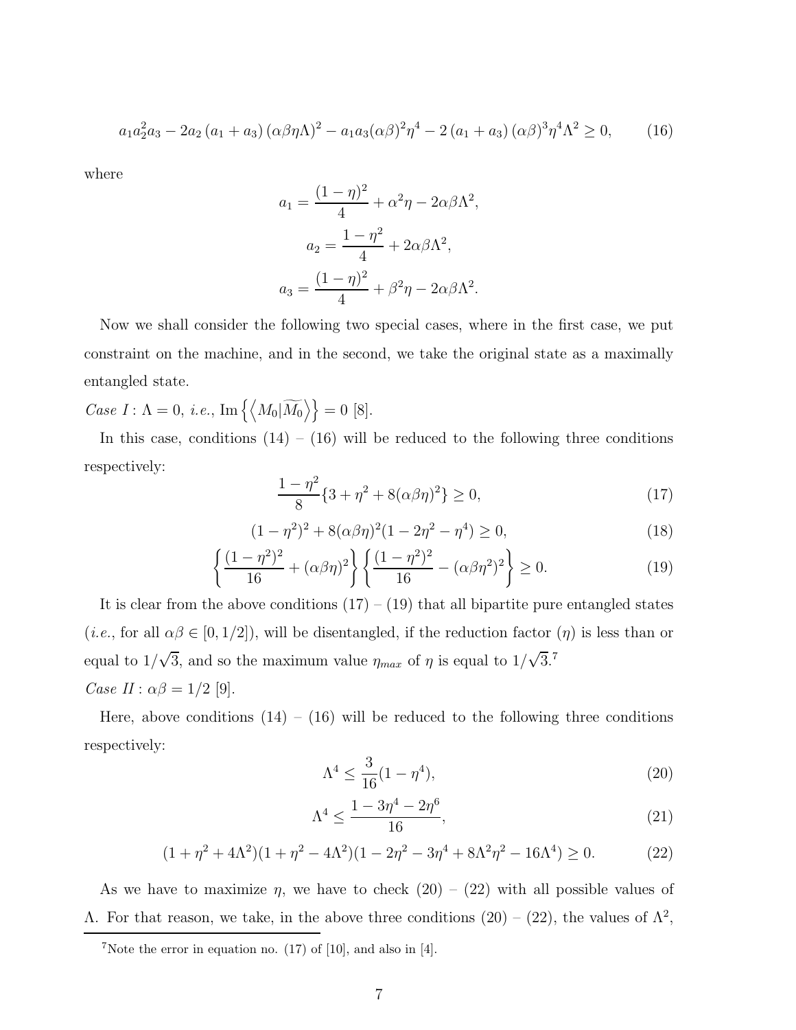$$a_1 a_2^2 a_3 - 2a_2\left(a_1 + a_3\right)(\alpha\beta\eta\Lambda)^2 - a_1 a_3(\alpha\beta)^2\eta^4 - 2\left(a_1 + a_3\right)(\alpha\beta)^3\eta^4\Lambda^2 \geq 0, \tag{16}$$

where

$$a_1 = \frac{(1-\eta)^2}{4} + \alpha^2\eta - 2\alpha\beta\Lambda^2,$$

$$a_2 = \frac{1-\eta^2}{4} + 2\alpha\beta\Lambda^2,$$

$$a_3 = \frac{(1-\eta)^2}{4} + \beta^2\eta - 2\alpha\beta\Lambda^2.$$

Now we shall consider the following two special cases, where in the first case, we put constraint on the machine, and in the second, we take the original state as a maximally entangled state.

*Case I* : $\Lambda = 0$, *i.e.*, $\mathrm{Im}\left\{\left\langle M_0|\widetilde{M_0}\right\rangle\right\} = 0$ [8].

In this case, conditions (14) – (16) will be reduced to the following three conditions respectively:

$$\frac{1-\eta^2}{8}\{3 + \eta^2 + 8(\alpha\beta\eta)^2\} \geq 0, \tag{17}$$

$$(1-\eta^2)^2 + 8(\alpha\beta\eta)^2(1 - 2\eta^2 - \eta^4) \geq 0, \tag{18}$$

$$\left\{\frac{(1-\eta^2)^2}{16} + (\alpha\beta\eta)^2\right\}\left\{\frac{(1-\eta^2)^2}{16} - (\alpha\beta\eta^2)^2\right\} \geq 0. \tag{19}$$

It is clear from the above conditions (17) – (19) that all bipartite pure entangled states (*i.e.*, for all $\alpha\beta \in [0, 1/2]$), will be disentangled, if the reduction factor ($\eta$) is less than or equal to $1/\sqrt{3}$, and so the maximum value $\eta_{max}$ of $\eta$ is equal to $1/\sqrt{3}$.[7]

*Case II* : $\alpha\beta = 1/2$ [9].

Here, above conditions (14) – (16) will be reduced to the following three conditions respectively:

$$\Lambda^4 \leq \frac{3}{16}(1 - \eta^4), \tag{20}$$

$$\Lambda^4 \leq \frac{1 - 3\eta^4 - 2\eta^6}{16}, \tag{21}$$

$$(1 + \eta^2 + 4\Lambda^2)(1 + \eta^2 - 4\Lambda^2)(1 - 2\eta^2 - 3\eta^4 + 8\Lambda^2\eta^2 - 16\Lambda^4) \geq 0. \tag{22}$$

As we have to maximize $\eta$, we have to check (20) – (22) with all possible values of $\Lambda$. For that reason, we take, in the above three conditions (20) – (22), the values of $\Lambda^2$,

[7] Note the error in equation no. (17) of [10], and also in [4].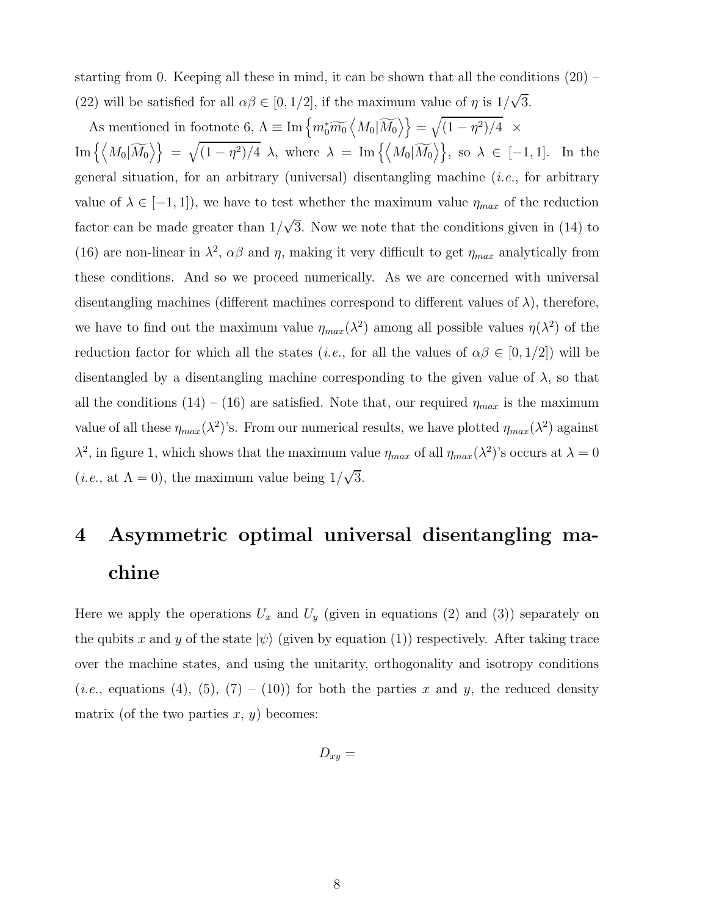starting from 0. Keeping all these in mind, it can be shown that all the conditions (20) – (22) will be satisfied for all $\alpha\beta \in [0, 1/2]$, if the maximum value of $\eta$ is $1/\sqrt{3}$.

As mentioned in footnote 6, $\Lambda \equiv \text{Im}\left\{m_0^* \widetilde{m_0} \left\langle M_0 | \widetilde{M_0} \right\rangle\right\} = \sqrt{(1-\eta^2)/4} \times \text{Im}\left\{\left\langle M_0 | \widetilde{M_0} \right\rangle\right\} = \sqrt{(1-\eta^2)/4}\ \lambda$, where $\lambda = \text{Im}\left\{\left\langle M_0 | \widetilde{M_0} \right\rangle\right\}$, so $\lambda \in [-1, 1]$. In the general situation, for an arbitrary (universal) disentangling machine (*i.e.*, for arbitrary value of $\lambda \in [-1, 1]$), we have to test whether the maximum value $\eta_{max}$ of the reduction factor can be made greater than $1/\sqrt{3}$. Now we note that the conditions given in (14) to (16) are non-linear in $\lambda^2$, $\alpha\beta$ and $\eta$, making it very difficult to get $\eta_{max}$ analytically from these conditions. And so we proceed numerically. As we are concerned with universal disentangling machines (different machines correspond to different values of $\lambda$), therefore, we have to find out the maximum value $\eta_{max}(\lambda^2)$ among all possible values $\eta(\lambda^2)$ of the reduction factor for which all the states (*i.e.*, for all the values of $\alpha\beta \in [0, 1/2]$) will be disentangled by a disentangling machine corresponding to the given value of $\lambda$, so that all the conditions (14) – (16) are satisfied. Note that, our required $\eta_{max}$ is the maximum value of all these $\eta_{max}(\lambda^2)$'s. From our numerical results, we have plotted $\eta_{max}(\lambda^2)$ against $\lambda^2$, in figure 1, which shows that the maximum value $\eta_{max}$ of all $\eta_{max}(\lambda^2)$'s occurs at $\lambda = 0$ (*i.e.*, at $\Lambda = 0$), the maximum value being $1/\sqrt{3}$.

# 4 Asymmetric optimal universal disentangling machine

Here we apply the operations $U_x$ and $U_y$ (given in equations (2) and (3)) separately on the qubits $x$ and $y$ of the state $|\psi\rangle$ (given by equation (1)) respectively. After taking trace over the machine states, and using the unitarity, orthogonality and isotropy conditions (*i.e.*, equations (4), (5), (7) – (10)) for both the parties $x$ and $y$, the reduced density matrix (of the two parties $x$, $y$) becomes:

$$D_{xy} =$$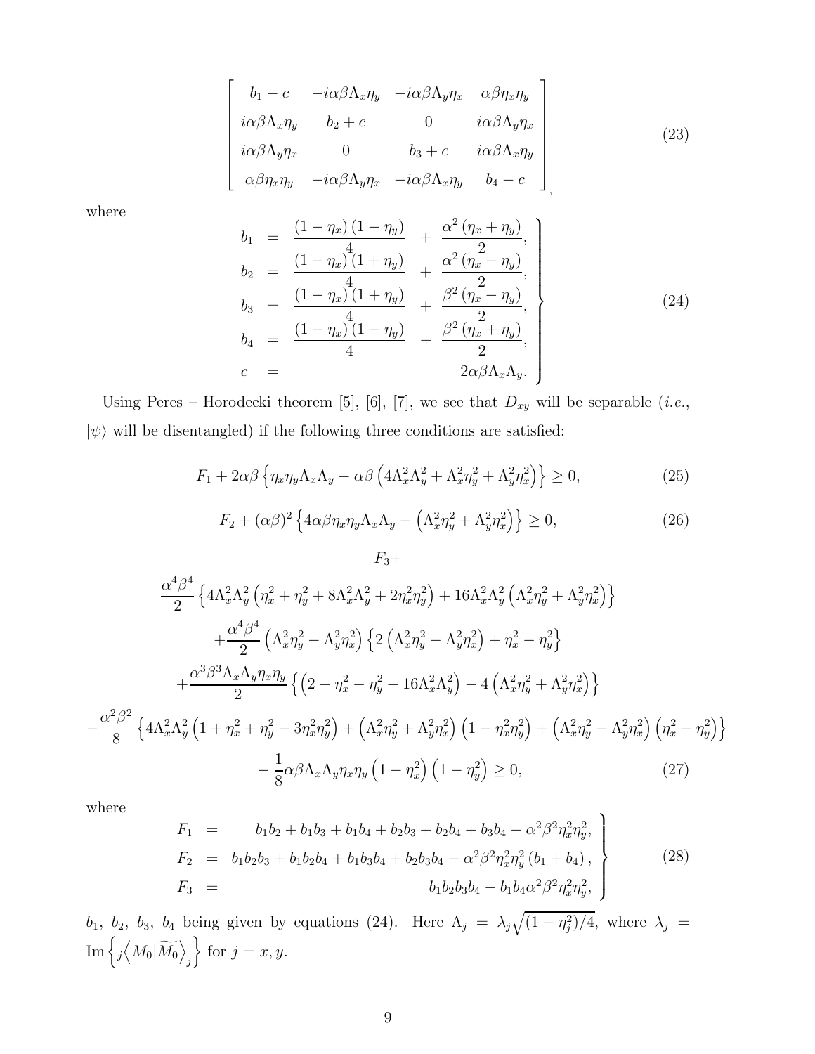$$
\left[ \begin{array}{cccc} b_1 - c & -i\alpha\beta\Lambda_x\eta_y & -i\alpha\beta\Lambda_y\eta_x & \alpha\beta\eta_x\eta_y \\ i\alpha\beta\Lambda_x\eta_y & b_2 + c & 0 & i\alpha\beta\Lambda_y\eta_x \\ i\alpha\beta\Lambda_y\eta_x & 0 & b_3 + c & i\alpha\beta\Lambda_x\eta_y \\ \alpha\beta\eta_x\eta_y & -i\alpha\beta\Lambda_y\eta_x & -i\alpha\beta\Lambda_x\eta_y & b_4 - c \end{array} \right], \tag{23}
$$

where

$$
\left. \begin{array}{lcll} b_1 & = & \dfrac{(1-\eta_x)(1-\eta_y)}{4} & + \dfrac{\alpha^2(\eta_x+\eta_y)}{2}, \\ b_2 & = & \dfrac{(1-\eta_x)(1+\eta_y)}{4} & + \dfrac{\alpha^2(\eta_x-\eta_y)}{2}, \\ b_3 & = & \dfrac{(1-\eta_x)(1+\eta_y)}{4} & + \dfrac{\beta^2(\eta_x-\eta_y)}{2}, \\ b_4 & = & \dfrac{(1-\eta_x)(1-\eta_y)}{4} & + \dfrac{\beta^2(\eta_x+\eta_y)}{2}, \\ c & = & & 2\alpha\beta\Lambda_x\Lambda_y. \end{array} \right\} \tag{24}
$$

Using Peres – Horodecki theorem [5], [6], [7], we see that $D_{xy}$ will be separable (*i.e.*, $|\psi\rangle$ will be disentangled) if the following three conditions are satisfied:

$$
F_1 + 2\alpha\beta\left\{\eta_x\eta_y\Lambda_x\Lambda_y - \alpha\beta\left(4\Lambda_x^2\Lambda_y^2 + \Lambda_x^2\eta_y^2 + \Lambda_y^2\eta_x^2\right)\right\} \geq 0, \tag{25}
$$

$$
F_2 + (\alpha\beta)^2\left\{4\alpha\beta\eta_x\eta_y\Lambda_x\Lambda_y - \left(\Lambda_x^2\eta_y^2 + \Lambda_y^2\eta_x^2\right)\right\} \geq 0, \tag{26}
$$

$$
\begin{array}{c}
F_3 + \\
\dfrac{\alpha^4\beta^4}{2}\left\{4\Lambda_x^2\Lambda_y^2\left(\eta_x^2+\eta_y^2+8\Lambda_x^2\Lambda_y^2+2\eta_x^2\eta_y^2\right) + 16\Lambda_x^2\Lambda_y^2\left(\Lambda_x^2\eta_y^2+\Lambda_y^2\eta_x^2\right)\right\} \\
+\dfrac{\alpha^4\beta^4}{2}\left(\Lambda_x^2\eta_y^2 - \Lambda_y^2\eta_x^2\right)\left\{2\left(\Lambda_x^2\eta_y^2 - \Lambda_y^2\eta_x^2\right) + \eta_x^2 - \eta_y^2\right\} \\
+\dfrac{\alpha^3\beta^3\Lambda_x\Lambda_y\eta_x\eta_y}{2}\left\{\left(2-\eta_x^2-\eta_y^2-16\Lambda_x^2\Lambda_y^2\right) - 4\left(\Lambda_x^2\eta_y^2+\Lambda_y^2\eta_x^2\right)\right\} \\
-\dfrac{\alpha^2\beta^2}{8}\left\{4\Lambda_x^2\Lambda_y^2\left(1+\eta_x^2+\eta_y^2-3\eta_x^2\eta_y^2\right) + \left(\Lambda_x^2\eta_y^2+\Lambda_y^2\eta_x^2\right)\left(1-\eta_x^2\eta_y^2\right) + \left(\Lambda_x^2\eta_y^2-\Lambda_y^2\eta_x^2\right)\left(\eta_x^2-\eta_y^2\right)\right\} \\
-\dfrac{1}{8}\alpha\beta\Lambda_x\Lambda_y\eta_x\eta_y\left(1-\eta_x^2\right)\left(1-\eta_y^2\right) \geq 0,
\end{array} \tag{27}
$$

where

$$
\left. \begin{array}{lcl} F_1 & = & b_1b_2 + b_1b_3 + b_1b_4 + b_2b_3 + b_2b_4 + b_3b_4 - \alpha^2\beta^2\eta_x^2\eta_y^2, \\ F_2 & = & b_1b_2b_3 + b_1b_2b_4 + b_1b_3b_4 + b_2b_3b_4 - \alpha^2\beta^2\eta_x^2\eta_y^2\left(b_1+b_4\right), \\ F_3 & = & b_1b_2b_3b_4 - b_1b_4\alpha^2\beta^2\eta_x^2\eta_y^2, \end{array} \right\} \tag{28}
$$

$b_1,\ b_2,\ b_3,\ b_4$ being given by equations (24). Here $\Lambda_j = \lambda_j\sqrt{(1-\eta_j^2)/4}$, where $\lambda_j = \mathrm{Im}\left\{{}_j\left\langle M_0|\widetilde{M_0}\right\rangle_j\right\}$ for $j = x, y$.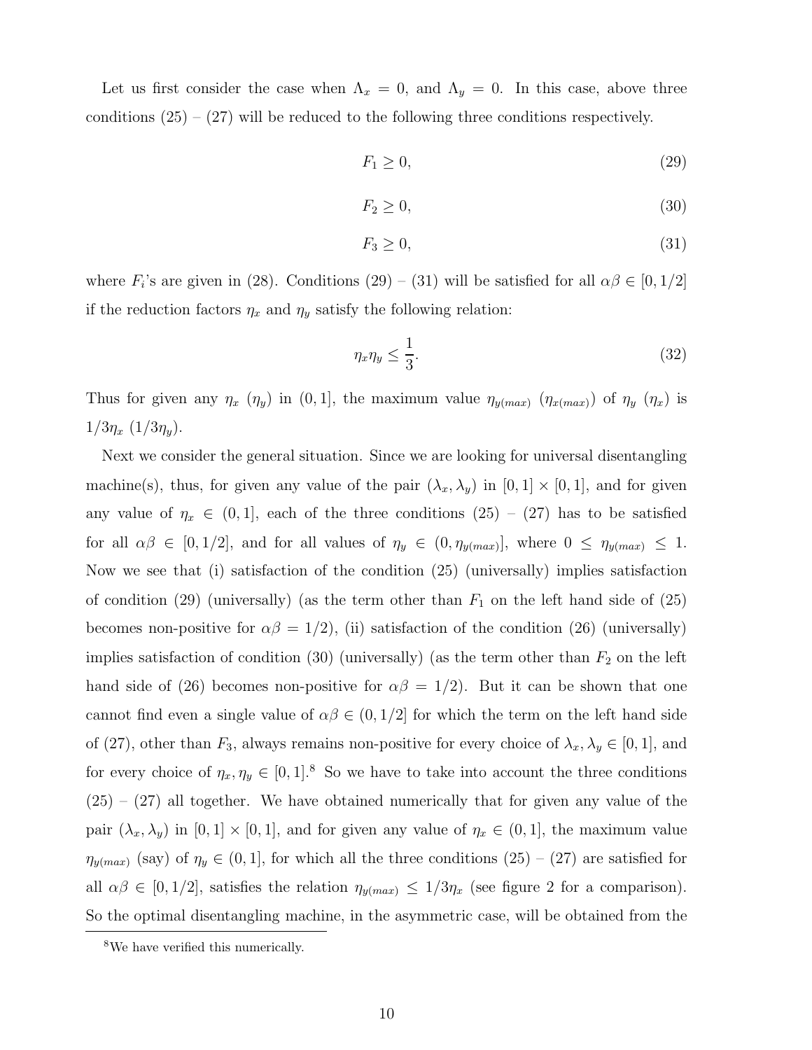Let us first consider the case when $\Lambda_x = 0$, and $\Lambda_y = 0$. In this case, above three conditions (25) – (27) will be reduced to the following three conditions respectively.

$$F_1 \geq 0, \tag{29}$$

$$F_2 \geq 0, \tag{30}$$

$$F_3 \geq 0, \tag{31}$$

where $F_i$'s are given in (28). Conditions (29) – (31) will be satisfied for all $\alpha\beta \in [0, 1/2]$ if the reduction factors $\eta_x$ and $\eta_y$ satisfy the following relation:

$$\eta_x \eta_y \leq \frac{1}{3}. \tag{32}$$

Thus for given any $\eta_x$ ($\eta_y$) in $(0, 1]$, the maximum value $\eta_{y(max)}$ ($\eta_{x(max)}$) of $\eta_y$ ($\eta_x$) is $1/3\eta_x$ ($1/3\eta_y$).

Next we consider the general situation. Since we are looking for universal disentangling machine(s), thus, for given any value of the pair $(\lambda_x, \lambda_y)$ in $[0, 1] \times [0, 1]$, and for given any value of $\eta_x \in (0, 1]$, each of the three conditions (25) – (27) has to be satisfied for all $\alpha\beta \in [0, 1/2]$, and for all values of $\eta_y \in (0, \eta_{y(max)}]$, where $0 \leq \eta_{y(max)} \leq 1$. Now we see that (i) satisfaction of the condition (25) (universally) implies satisfaction of condition (29) (universally) (as the term other than $F_1$ on the left hand side of (25) becomes non-positive for $\alpha\beta = 1/2$), (ii) satisfaction of the condition (26) (universally) implies satisfaction of condition (30) (universally) (as the term other than $F_2$ on the left hand side of (26) becomes non-positive for $\alpha\beta = 1/2$). But it can be shown that one cannot find even a single value of $\alpha\beta \in (0, 1/2]$ for which the term on the left hand side of (27), other than $F_3$, always remains non-positive for every choice of $\lambda_x, \lambda_y \in [0, 1]$, and for every choice of $\eta_x, \eta_y \in [0, 1]$.[8] So we have to take into account the three conditions (25) – (27) all together. We have obtained numerically that for given any value of the pair $(\lambda_x, \lambda_y)$ in $[0, 1] \times [0, 1]$, and for given any value of $\eta_x \in (0, 1]$, the maximum value $\eta_{y(max)}$ (say) of $\eta_y \in (0, 1]$, for which all the three conditions (25) – (27) are satisfied for all $\alpha\beta \in [0, 1/2]$, satisfies the relation $\eta_{y(max)} \leq 1/3\eta_x$ (see figure 2 for a comparison). So the optimal disentangling machine, in the asymmetric case, will be obtained from the

[8] We have verified this numerically.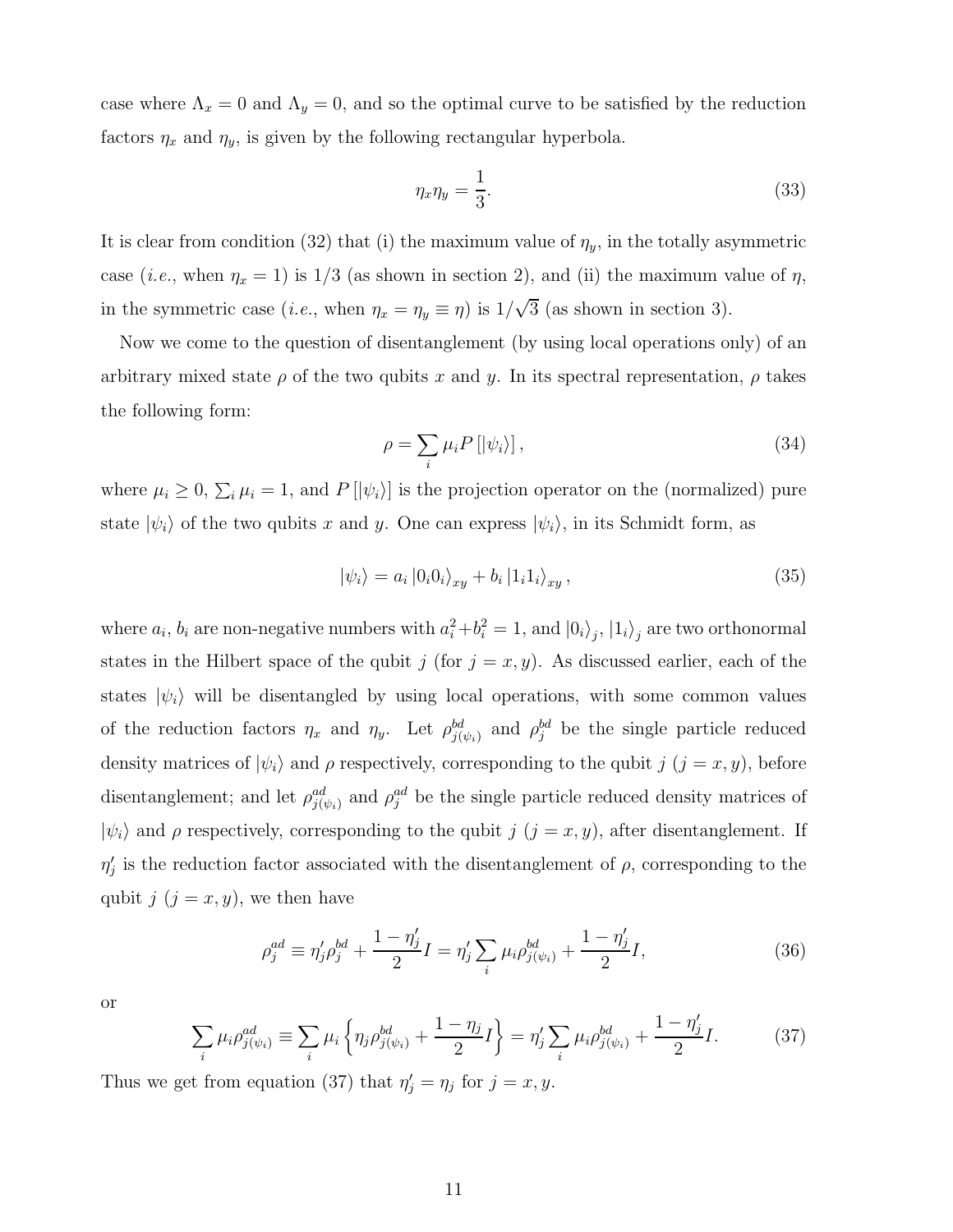case where $\Lambda_x = 0$ and $\Lambda_y = 0$, and so the optimal curve to be satisfied by the reduction factors $\eta_x$ and $\eta_y$, is given by the following rectangular hyperbola.

$$\eta_x \eta_y = \frac{1}{3}. \tag{33}$$

It is clear from condition (32) that (i) the maximum value of $\eta_y$, in the totally asymmetric case (*i.e.*, when $\eta_x = 1$) is 1/3 (as shown in section 2), and (ii) the maximum value of $\eta$, in the symmetric case (*i.e.*, when $\eta_x = \eta_y \equiv \eta$) is $1/\sqrt{3}$ (as shown in section 3).

Now we come to the question of disentanglement (by using local operations only) of an arbitrary mixed state $\rho$ of the two qubits $x$ and $y$. In its spectral representation, $\rho$ takes the following form:

$$\rho = \sum_i \mu_i P\left[|\psi_i\rangle\right], \tag{34}$$

where $\mu_i \geq 0$, $\sum_i \mu_i = 1$, and $P\left[|\psi_i\rangle\right]$ is the projection operator on the (normalized) pure state $|\psi_i\rangle$ of the two qubits $x$ and $y$. One can express $|\psi_i\rangle$, in its Schmidt form, as

$$|\psi_i\rangle = a_i \left|0_i 0_i\right\rangle_{xy} + b_i \left|1_i 1_i\right\rangle_{xy}, \tag{35}$$

where $a_i$, $b_i$ are non-negative numbers with $a_i^2 + b_i^2 = 1$, and $\left|0_i\right\rangle_j$, $\left|1_i\right\rangle_j$ are two orthonormal states in the Hilbert space of the qubit $j$ (for $j = x, y$). As discussed earlier, each of the states $|\psi_i\rangle$ will be disentangled by using local operations, with some common values of the reduction factors $\eta_x$ and $\eta_y$. Let $\rho^{bd}_{j(\psi_i)}$ and $\rho^{bd}_j$ be the single particle reduced density matrices of $|\psi_i\rangle$ and $\rho$ respectively, corresponding to the qubit $j$ ($j = x, y$), before disentanglement; and let $\rho^{ad}_{j(\psi_i)}$ and $\rho^{ad}_j$ be the single particle reduced density matrices of $|\psi_i\rangle$ and $\rho$ respectively, corresponding to the qubit $j$ ($j = x, y$), after disentanglement. If $\eta'_j$ is the reduction factor associated with the disentanglement of $\rho$, corresponding to the qubit $j$ ($j = x, y$), we then have

$$\rho^{ad}_j \equiv \eta'_j \rho^{bd}_j + \frac{1 - \eta'_j}{2} I = \eta'_j \sum_i \mu_i \rho^{bd}_{j(\psi_i)} + \frac{1 - \eta'_j}{2} I, \tag{36}$$

or

$$\sum_i \mu_i \rho^{ad}_{j(\psi_i)} \equiv \sum_i \mu_i \left\{ \eta_j \rho^{bd}_{j(\psi_i)} + \frac{1 - \eta_j}{2} I \right\} = \eta'_j \sum_i \mu_i \rho^{bd}_{j(\psi_i)} + \frac{1 - \eta'_j}{2} I. \tag{37}$$

Thus we get from equation (37) that $\eta'_j = \eta_j$ for $j = x, y$.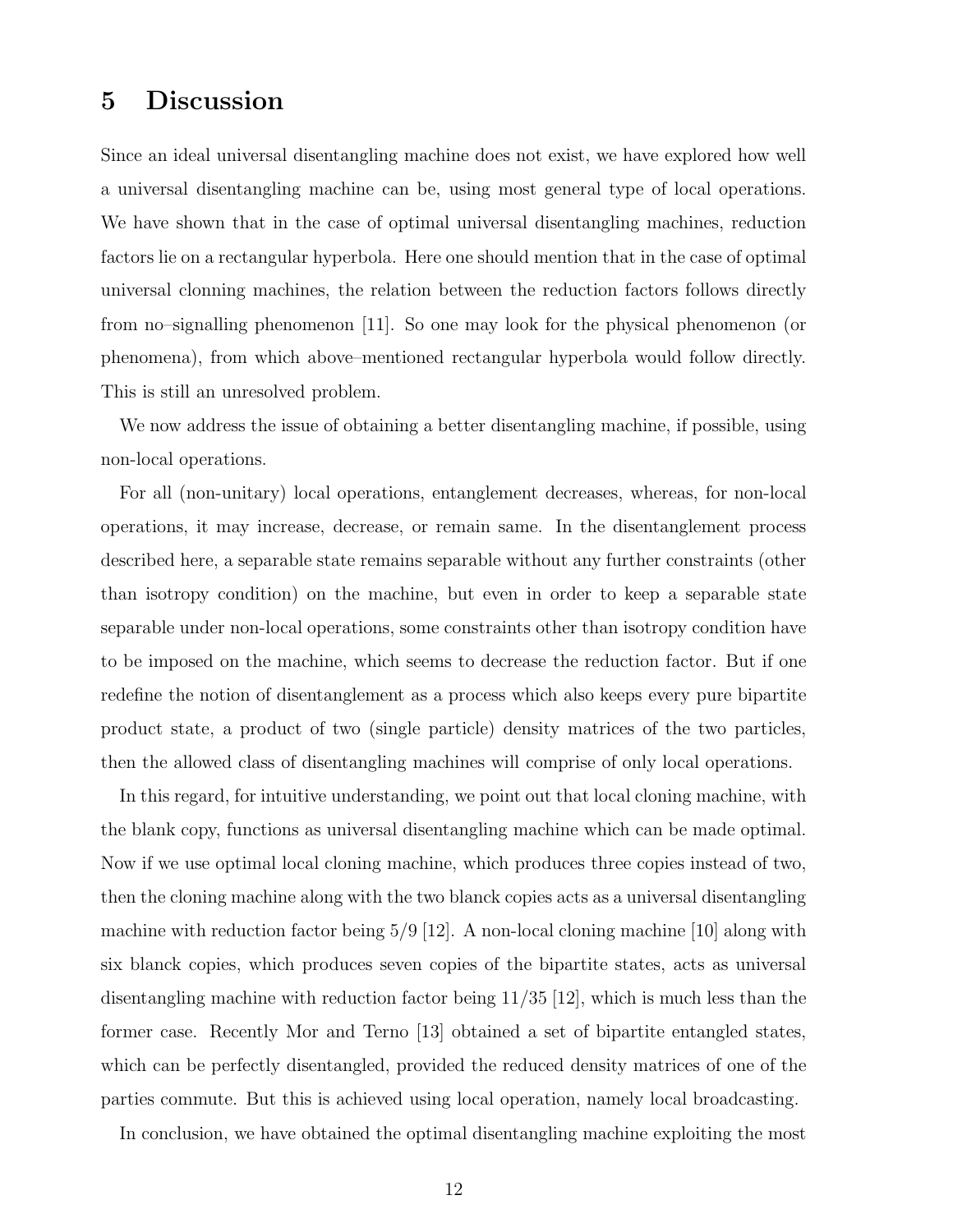# 5 Discussion

Since an ideal universal disentangling machine does not exist, we have explored how well a universal disentangling machine can be, using most general type of local operations. We have shown that in the case of optimal universal disentangling machines, reduction factors lie on a rectangular hyperbola. Here one should mention that in the case of optimal universal clonning machines, the relation between the reduction factors follows directly from no–signalling phenomenon [11]. So one may look for the physical phenomenon (or phenomena), from which above–mentioned rectangular hyperbola would follow directly. This is still an unresolved problem.

We now address the issue of obtaining a better disentangling machine, if possible, using non-local operations.

For all (non-unitary) local operations, entanglement decreases, whereas, for non-local operations, it may increase, decrease, or remain same. In the disentanglement process described here, a separable state remains separable without any further constraints (other than isotropy condition) on the machine, but even in order to keep a separable state separable under non-local operations, some constraints other than isotropy condition have to be imposed on the machine, which seems to decrease the reduction factor. But if one redefine the notion of disentanglement as a process which also keeps every pure bipartite product state, a product of two (single particle) density matrices of the two particles, then the allowed class of disentangling machines will comprise of only local operations.

In this regard, for intuitive understanding, we point out that local cloning machine, with the blank copy, functions as universal disentangling machine which can be made optimal. Now if we use optimal local cloning machine, which produces three copies instead of two, then the cloning machine along with the two blanck copies acts as a universal disentangling machine with reduction factor being 5/9 [12]. A non-local cloning machine [10] along with six blanck copies, which produces seven copies of the bipartite states, acts as universal disentangling machine with reduction factor being 11/35 [12], which is much less than the former case. Recently Mor and Terno [13] obtained a set of bipartite entangled states, which can be perfectly disentangled, provided the reduced density matrices of one of the parties commute. But this is achieved using local operation, namely local broadcasting.

In conclusion, we have obtained the optimal disentangling machine exploiting the most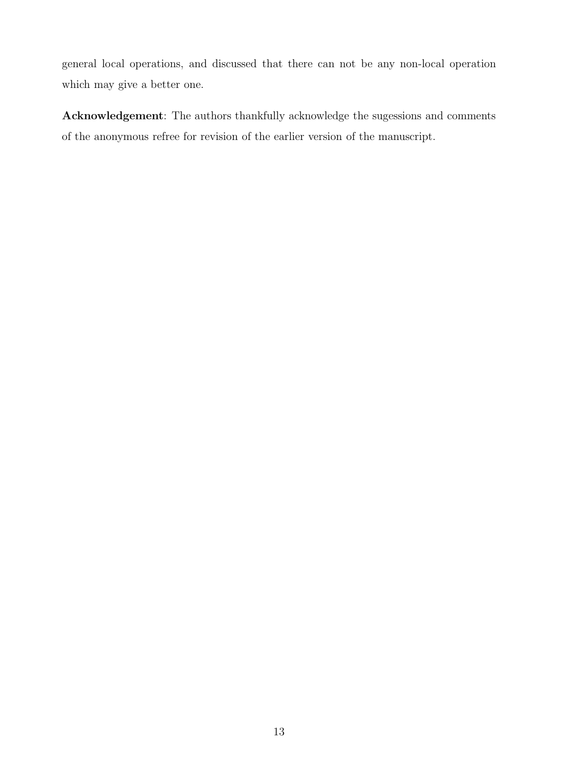general local operations, and discussed that there can not be any non-local operation which may give a better one.

**Acknowledgement**: The authors thankfully acknowledge the sugessions and comments of the anonymous refree for revision of the earlier version of the manuscript.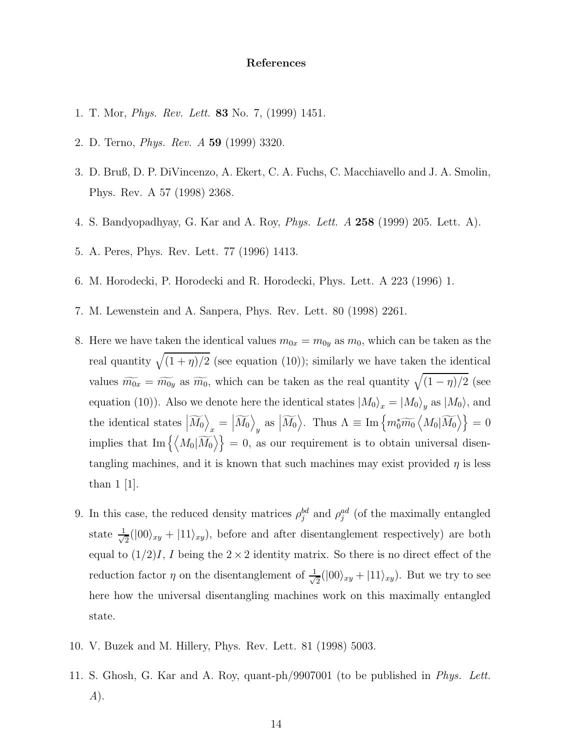## References

1. T. Mor, *Phys. Rev. Lett.* **83** No. 7, (1999) 1451.

2. D. Terno, *Phys. Rev. A* **59** (1999) 3320.

3. D. Bruß, D. P. DiVincenzo, A. Ekert, C. A. Fuchs, C. Macchiavello and J. A. Smolin, Phys. Rev. A 57 (1998) 2368.

4. S. Bandyopadhyay, G. Kar and A. Roy, *Phys. Lett. A* **258** (1999) 205. Lett. A).

5. A. Peres, Phys. Rev. Lett. 77 (1996) 1413.

6. M. Horodecki, P. Horodecki and R. Horodecki, Phys. Lett. A 223 (1996) 1.

7. M. Lewenstein and A. Sanpera, Phys. Rev. Lett. 80 (1998) 2261.

8. Here we have taken the identical values $m_{0x} = m_{0y}$ as $m_0$, which can be taken as the real quantity $\sqrt{(1+\eta)/2}$ (see equation (10)); similarly we have taken the identical values $\widetilde{m_{0x}} = \widetilde{m_{0y}}$ as $\widetilde{m_0}$, which can be taken as the real quantity $\sqrt{(1-\eta)/2}$ (see equation (10)). Also we denote here the identical states $|M_0\rangle_x = |M_0\rangle_y$ as $|M_0\rangle$, and the identical states $\left|\widetilde{M_0}\right\rangle_x = \left|\widetilde{M_0}\right\rangle_y$ as $\left|\widetilde{M_0}\right\rangle$. Thus $\Lambda \equiv \text{Im}\left\{m_0^*\widetilde{m_0}\left\langle M_0|\widetilde{M_0}\right\rangle\right\} = 0$ implies that $\text{Im}\left\{\left\langle M_0|\widetilde{M_0}\right\rangle\right\} = 0$, as our requirement is to obtain universal disentangling machines, and it is known that such machines may exist provided $\eta$ is less than 1 [1].

9. In this case, the reduced density matrices $\rho_j^{bd}$ and $\rho_j^{ad}$ (of the maximally entangled state $\frac{1}{\sqrt{2}}(|00\rangle_{xy} + |11\rangle_{xy})$, before and after disentanglement respectively) are both equal to $(1/2)I$, $I$ being the $2 \times 2$ identity matrix. So there is no direct effect of the reduction factor $\eta$ on the disentanglement of $\frac{1}{\sqrt{2}}(|00\rangle_{xy} + |11\rangle_{xy})$. But we try to see here how the universal disentangling machines work on this maximally entangled state.

10. V. Buzek and M. Hillery, Phys. Rev. Lett. 81 (1998) 5003.

11. S. Ghosh, G. Kar and A. Roy, quant-ph/9907001 (to be published in *Phys. Lett. A*).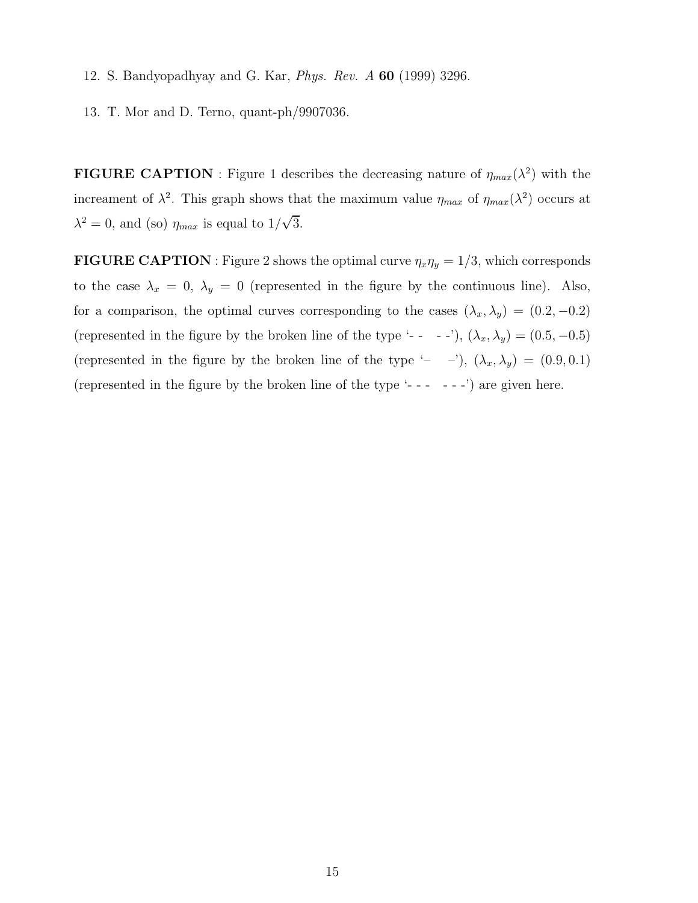12. S. Bandyopadhyay and G. Kar, *Phys. Rev. A* **60** (1999) 3296.

13. T. Mor and D. Terno, quant-ph/9907036.

**FIGURE CAPTION** : Figure 1 describes the decreasing nature of $\eta_{max}(\lambda^2)$ with the increament of $\lambda^2$. This graph shows that the maximum value $\eta_{max}$ of $\eta_{max}(\lambda^2)$ occurs at $\lambda^2 = 0$, and (so) $\eta_{max}$ is equal to $1/\sqrt{3}$.

**FIGURE CAPTION** : Figure 2 shows the optimal curve $\eta_x \eta_y = 1/3$, which corresponds to the case $\lambda_x = 0$, $\lambda_y = 0$ (represented in the figure by the continuous line). Also, for a comparison, the optimal curves corresponding to the cases $(\lambda_x, \lambda_y) = (0.2, -0.2)$ (represented in the figure by the broken line of the type '- -   - -'), $(\lambda_x, \lambda_y) = (0.5, -0.5)$ (represented in the figure by the broken line of the type '–   –'), $(\lambda_x, \lambda_y) = (0.9, 0.1)$ (represented in the figure by the broken line of the type '- - -   - - -') are given here.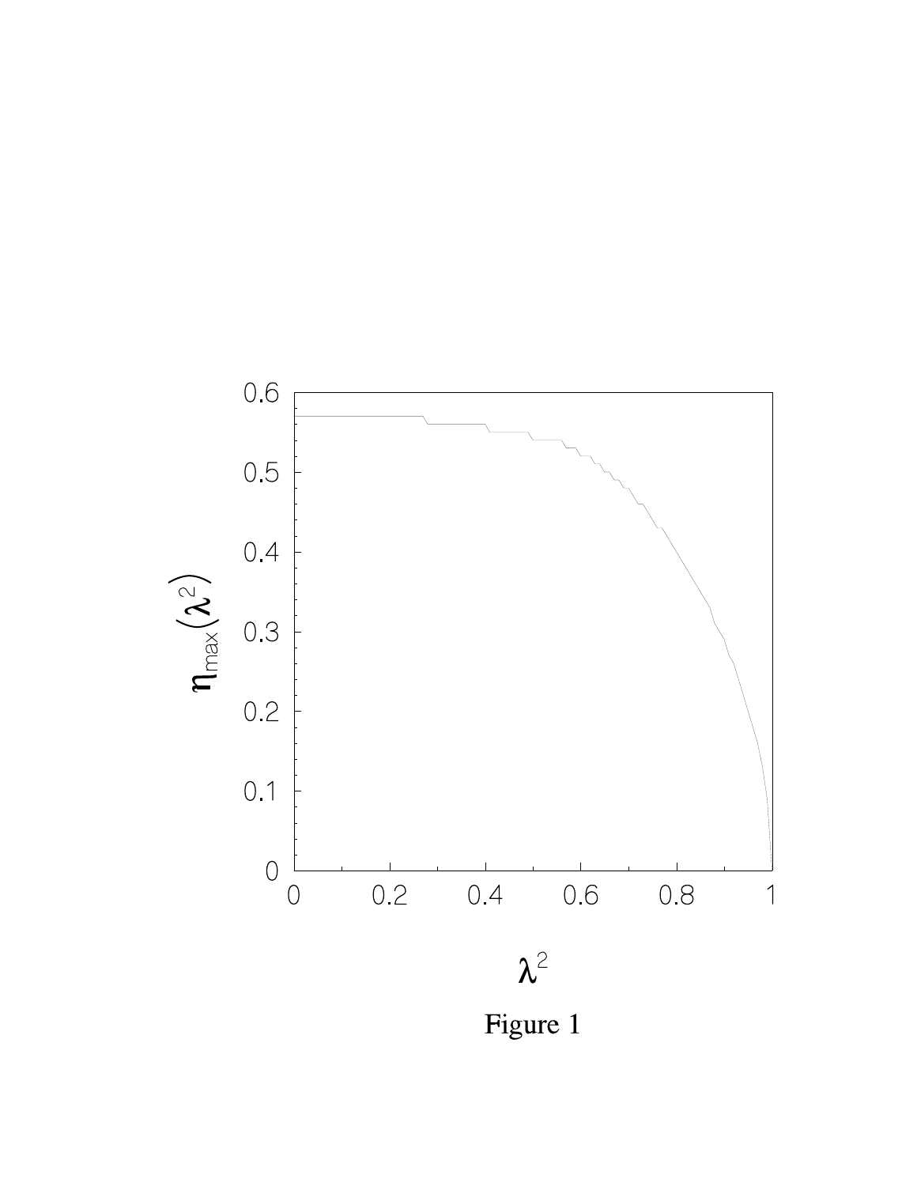Figure 1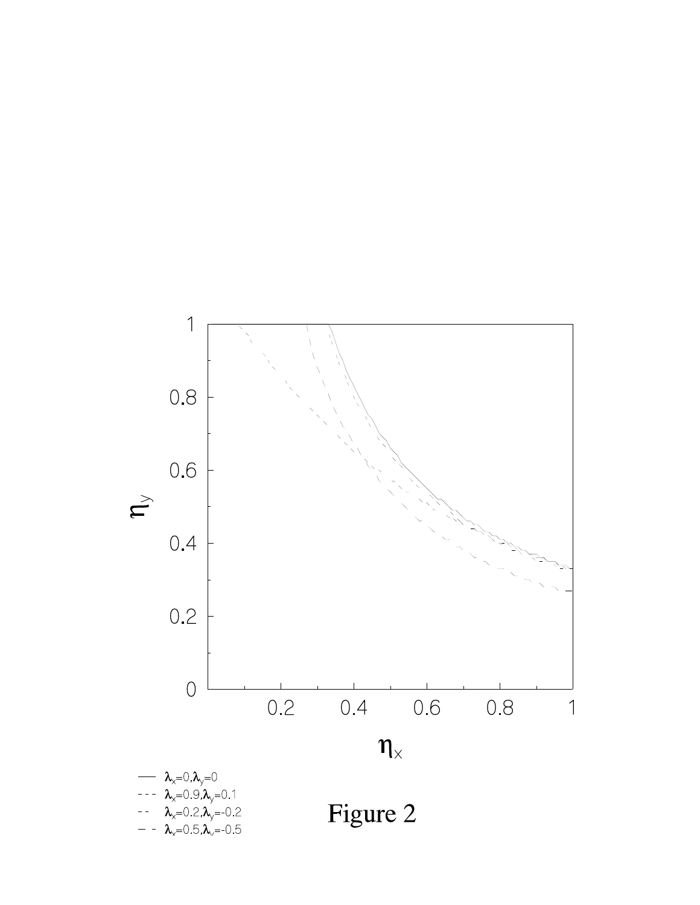1

0.8

0.6

$\eta_y$

0.4

0.2

0

0.2

0.4

0.6

0.8

1

$\eta_x$

$\lambda_x$=0,$\lambda_y$=0

$\lambda_x$=0.9,$\lambda_y$=0.1

$\lambda_x$=0.2,$\lambda_y$=-0.2

$\lambda_x$=0.5,$\lambda_y$=-0.5

Figure 2